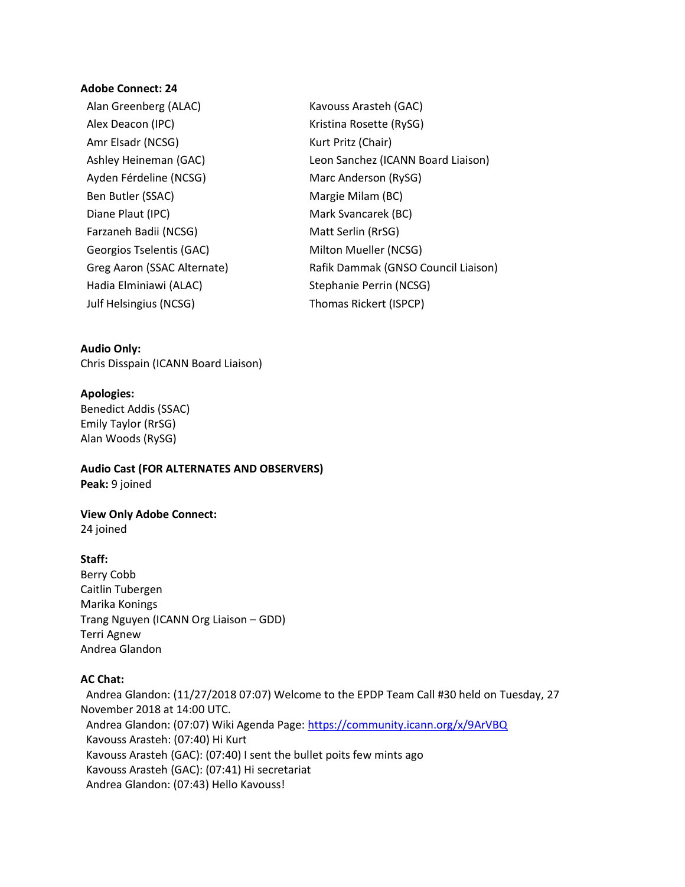**Adobe Connect: 24**

Alan Greenberg (ALAC)
Alex Deacon (IPC)
Amr Elsadr (NCSG)
Ashley Heineman (GAC)
Ayden Férdeline (NCSG)
Ben Butler (SSAC)
Diane Plaut (IPC)
Farzaneh Badii (NCSG)
Georgios Tselentis (GAC)
Greg Aaron (SSAC Alternate)
Hadia Elminiawi (ALAC)
Julf Helsingius (NCSG)
Kavouss Arasteh (GAC)
Kristina Rosette (RySG)
Kurt Pritz (Chair)
Leon Sanchez (ICANN Board Liaison)
Marc Anderson (RySG)
Margie Milam (BC)
Mark Svancarek (BC)
Matt Serlin (RrSG)
Milton Mueller (NCSG)
Rafik Dammak (GNSO Council Liaison)
Stephanie Perrin (NCSG)
Thomas Rickert (ISPCP)

**Audio Only:**
Chris Disspain (ICANN Board Liaison)

**Apologies:**
Benedict Addis (SSAC)
Emily Taylor (RrSG)
Alan Woods (RySG)

**Audio Cast (FOR ALTERNATES AND OBSERVERS)**
**Peak:** 9 joined

**View Only Adobe Connect:**
24 joined

**Staff:**
Berry Cobb
Caitlin Tubergen
Marika Konings
Trang Nguyen (ICANN Org Liaison – GDD)
Terri Agnew
Andrea Glandon

**AC Chat:**

Andrea Glandon: (11/27/2018 07:07) Welcome to the EPDP Team Call #30 held on Tuesday, 27 November 2018 at 14:00 UTC.
Andrea Glandon: (07:07) Wiki Agenda Page: https://community.icann.org/x/9ArVBQ
Kavouss Arasteh: (07:40) Hi Kurt
Kavouss Arasteh (GAC): (07:40) I sent the bullet poits few mints ago
Kavouss Arasteh (GAC): (07:41) Hi secretariat
Andrea Glandon: (07:43) Hello Kavouss!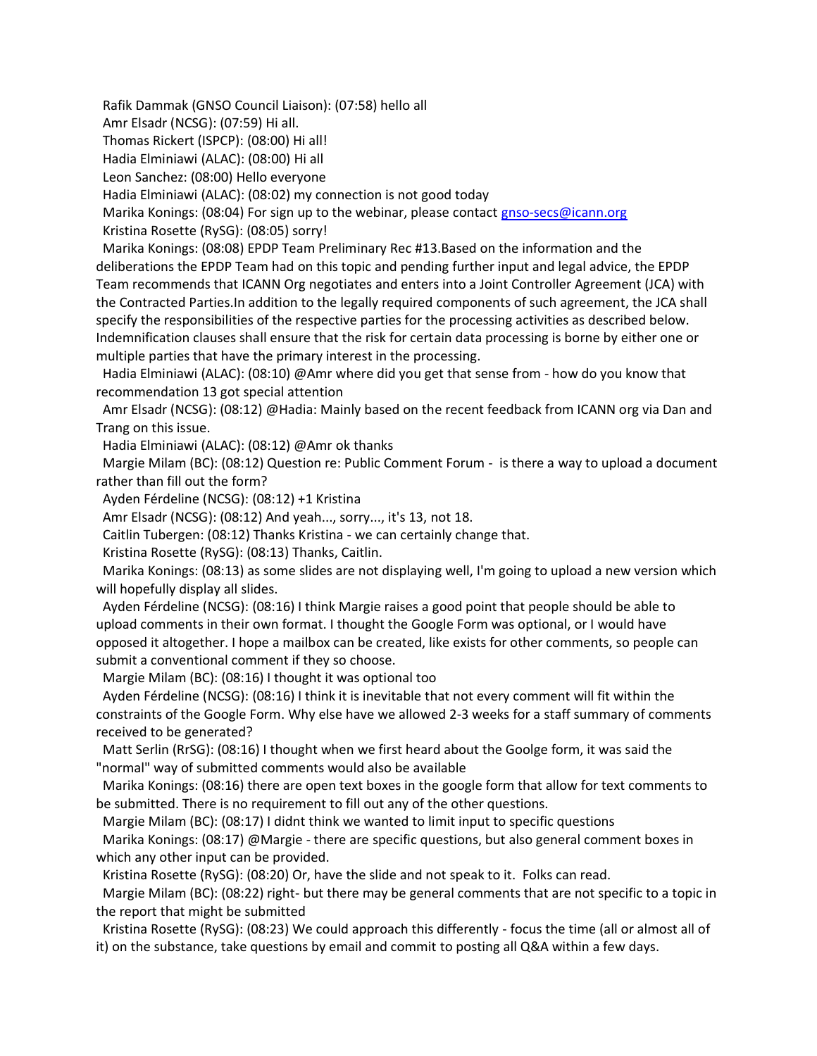Rafik Dammak (GNSO Council Liaison): (07:58) hello all

Amr Elsadr (NCSG): (07:59) Hi all.

Thomas Rickert (ISPCP): (08:00) Hi all!

Hadia Elminiawi (ALAC): (08:00) Hi all

Leon Sanchez: (08:00) Hello everyone

Hadia Elminiawi (ALAC): (08:02) my connection is not good today

Marika Konings: (08:04) For sign up to the webinar, please contact gnso-secs@icann.org

Kristina Rosette (RySG): (08:05) sorry!

Marika Konings: (08:08) EPDP Team Preliminary Rec #13.Based on the information and the deliberations the EPDP Team had on this topic and pending further input and legal advice, the EPDP Team recommends that ICANN Org negotiates and enters into a Joint Controller Agreement (JCA) with the Contracted Parties.In addition to the legally required components of such agreement, the JCA shall specify the responsibilities of the respective parties for the processing activities as described below. Indemnification clauses shall ensure that the risk for certain data processing is borne by either one or multiple parties that have the primary interest in the processing.

Hadia Elminiawi (ALAC): (08:10) @Amr where did you get that sense from - how do you know that recommendation 13 got special attention

Amr Elsadr (NCSG): (08:12) @Hadia: Mainly based on the recent feedback from ICANN org via Dan and Trang on this issue.

Hadia Elminiawi (ALAC): (08:12) @Amr ok thanks

Margie Milam (BC): (08:12) Question re: Public Comment Forum - is there a way to upload a document rather than fill out the form?

Ayden Férdeline (NCSG): (08:12) +1 Kristina

Amr Elsadr (NCSG): (08:12) And yeah..., sorry..., it's 13, not 18.

Caitlin Tubergen: (08:12) Thanks Kristina - we can certainly change that.

Kristina Rosette (RySG): (08:13) Thanks, Caitlin.

Marika Konings: (08:13) as some slides are not displaying well, I'm going to upload a new version which will hopefully display all slides.

Ayden Férdeline (NCSG): (08:16) I think Margie raises a good point that people should be able to upload comments in their own format. I thought the Google Form was optional, or I would have opposed it altogether. I hope a mailbox can be created, like exists for other comments, so people can submit a conventional comment if they so choose.

Margie Milam (BC): (08:16) I thought it was optional too

Ayden Férdeline (NCSG): (08:16) I think it is inevitable that not every comment will fit within the constraints of the Google Form. Why else have we allowed 2-3 weeks for a staff summary of comments received to be generated?

Matt Serlin (RrSG): (08:16) I thought when we first heard about the Goolge form, it was said the "normal" way of submitted comments would also be available

Marika Konings: (08:16) there are open text boxes in the google form that allow for text comments to be submitted. There is no requirement to fill out any of the other questions.

Margie Milam (BC): (08:17) I didnt think we wanted to limit input to specific questions

Marika Konings: (08:17) @Margie - there are specific questions, but also general comment boxes in which any other input can be provided.

Kristina Rosette (RySG): (08:20) Or, have the slide and not speak to it. Folks can read.

Margie Milam (BC): (08:22) right- but there may be general comments that are not specific to a topic in the report that might be submitted

Kristina Rosette (RySG): (08:23) We could approach this differently - focus the time (all or almost all of it) on the substance, take questions by email and commit to posting all Q&A within a few days.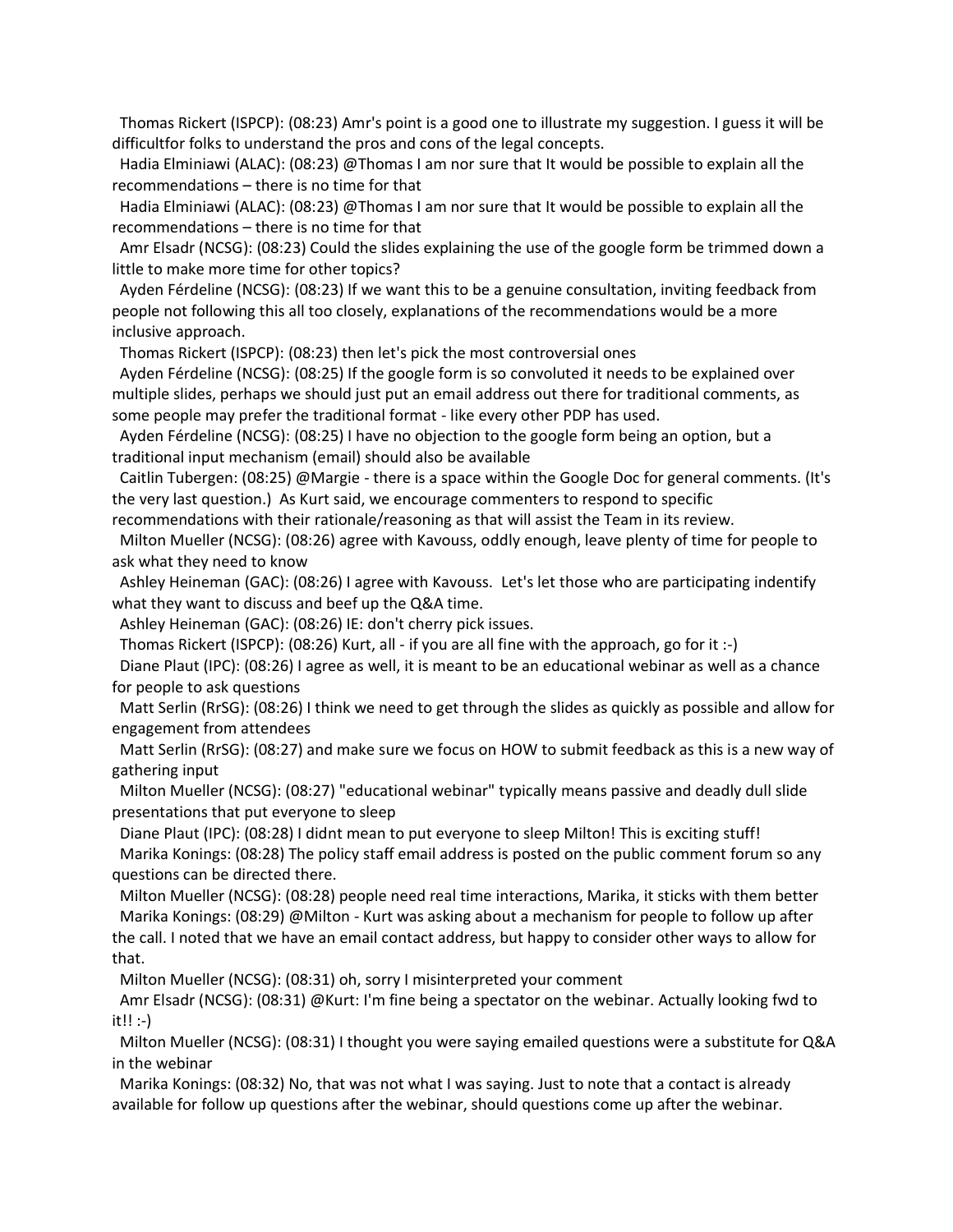Thomas Rickert (ISPCP): (08:23) Amr's point is a good one to illustrate my suggestion. I guess it will be difficultfor folks to understand the pros and cons of the legal concepts.

Hadia Elminiawi (ALAC): (08:23) @Thomas I am nor sure that It would be possible to explain all the recommendations – there is no time for that

Hadia Elminiawi (ALAC): (08:23) @Thomas I am nor sure that It would be possible to explain all the recommendations – there is no time for that

Amr Elsadr (NCSG): (08:23) Could the slides explaining the use of the google form be trimmed down a little to make more time for other topics?

Ayden Férdeline (NCSG): (08:23) If we want this to be a genuine consultation, inviting feedback from people not following this all too closely, explanations of the recommendations would be a more inclusive approach.

Thomas Rickert (ISPCP): (08:23) then let's pick the most controversial ones

Ayden Férdeline (NCSG): (08:25) If the google form is so convoluted it needs to be explained over multiple slides, perhaps we should just put an email address out there for traditional comments, as some people may prefer the traditional format - like every other PDP has used.

Ayden Férdeline (NCSG): (08:25) I have no objection to the google form being an option, but a traditional input mechanism (email) should also be available

Caitlin Tubergen: (08:25) @Margie - there is a space within the Google Doc for general comments. (It's the very last question.) As Kurt said, we encourage commenters to respond to specific recommendations with their rationale/reasoning as that will assist the Team in its review.

Milton Mueller (NCSG): (08:26) agree with Kavouss, oddly enough, leave plenty of time for people to ask what they need to know

Ashley Heineman (GAC): (08:26) I agree with Kavouss. Let's let those who are participating indentify what they want to discuss and beef up the Q&A time.

Ashley Heineman (GAC): (08:26) IE: don't cherry pick issues.

Thomas Rickert (ISPCP): (08:26) Kurt, all - if you are all fine with the approach, go for it :-)

Diane Plaut (IPC): (08:26) I agree as well, it is meant to be an educational webinar as well as a chance for people to ask questions

Matt Serlin (RrSG): (08:26) I think we need to get through the slides as quickly as possible and allow for engagement from attendees

Matt Serlin (RrSG): (08:27) and make sure we focus on HOW to submit feedback as this is a new way of gathering input

Milton Mueller (NCSG): (08:27) "educational webinar" typically means passive and deadly dull slide presentations that put everyone to sleep

Diane Plaut (IPC): (08:28) I didnt mean to put everyone to sleep Milton! This is exciting stuff!

Marika Konings: (08:28) The policy staff email address is posted on the public comment forum so any questions can be directed there.

Milton Mueller (NCSG): (08:28) people need real time interactions, Marika, it sticks with them better

Marika Konings: (08:29) @Milton - Kurt was asking about a mechanism for people to follow up after the call. I noted that we have an email contact address, but happy to consider other ways to allow for that.

Milton Mueller (NCSG): (08:31) oh, sorry I misinterpreted your comment

Amr Elsadr (NCSG): (08:31) @Kurt: I'm fine being a spectator on the webinar. Actually looking fwd to it!! :-)

Milton Mueller (NCSG): (08:31) I thought you were saying emailed questions were a substitute for Q&A in the webinar

Marika Konings: (08:32) No, that was not what I was saying. Just to note that a contact is already available for follow up questions after the webinar, should questions come up after the webinar.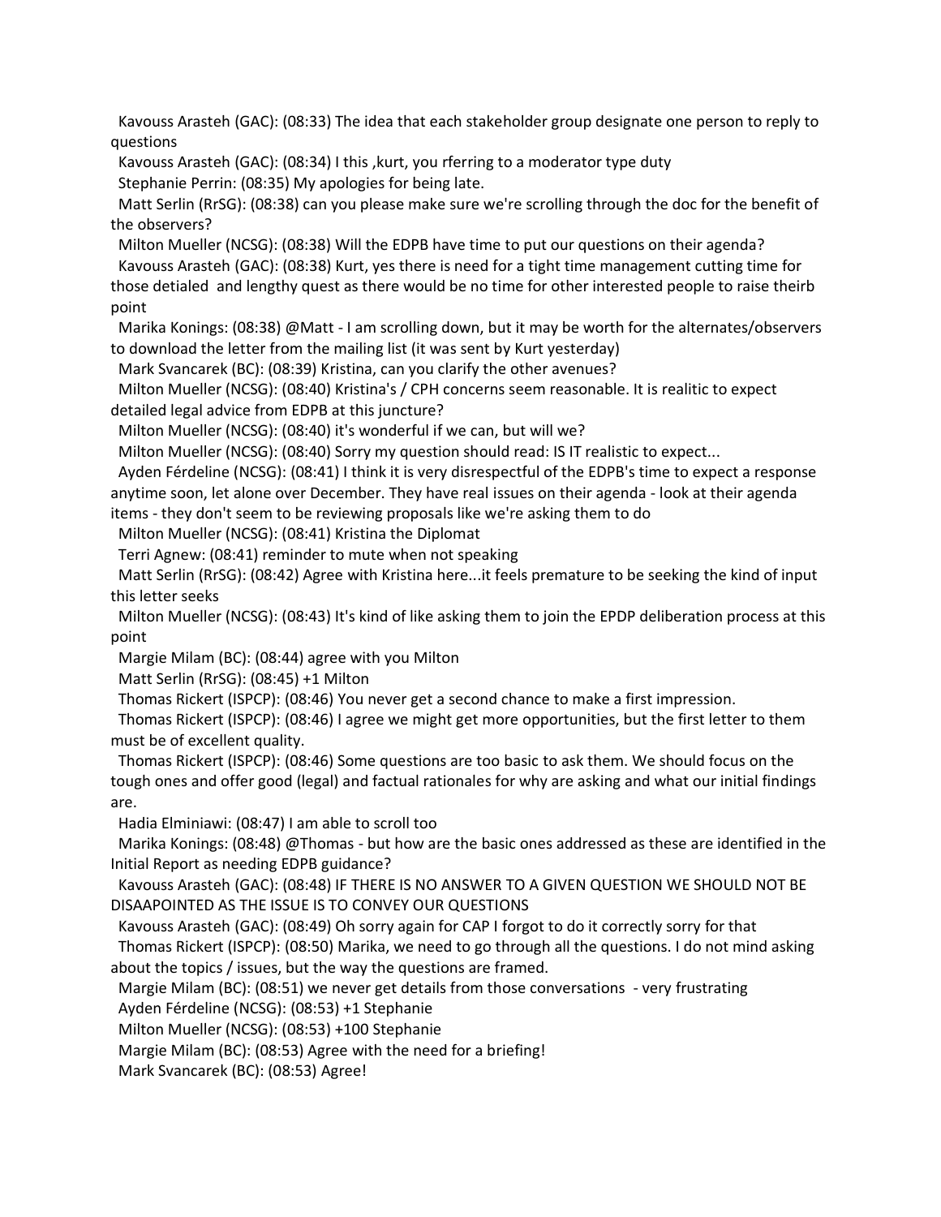Kavouss Arasteh (GAC): (08:33) The idea that each stakeholder group designate one person to reply to questions

Kavouss Arasteh (GAC): (08:34) I this ,kurt, you rferring to a moderator type duty

Stephanie Perrin: (08:35) My apologies for being late.

Matt Serlin (RrSG): (08:38) can you please make sure we're scrolling through the doc for the benefit of the observers?

Milton Mueller (NCSG): (08:38) Will the EDPB have time to put our questions on their agenda?

Kavouss Arasteh (GAC): (08:38) Kurt, yes there is need for a tight time management cutting time for those detialed and lengthy quest as there would be no time for other interested people to raise theirb point

Marika Konings: (08:38) @Matt - I am scrolling down, but it may be worth for the alternates/observers to download the letter from the mailing list (it was sent by Kurt yesterday)

Mark Svancarek (BC): (08:39) Kristina, can you clarify the other avenues?

Milton Mueller (NCSG): (08:40) Kristina's / CPH concerns seem reasonable. It is realitic to expect detailed legal advice from EDPB at this juncture?

Milton Mueller (NCSG): (08:40) it's wonderful if we can, but will we?

Milton Mueller (NCSG): (08:40) Sorry my question should read: IS IT realistic to expect...

Ayden Férdeline (NCSG): (08:41) I think it is very disrespectful of the EDPB's time to expect a response anytime soon, let alone over December. They have real issues on their agenda - look at their agenda items - they don't seem to be reviewing proposals like we're asking them to do

Milton Mueller (NCSG): (08:41) Kristina the Diplomat

Terri Agnew: (08:41) reminder to mute when not speaking

Matt Serlin (RrSG): (08:42) Agree with Kristina here...it feels premature to be seeking the kind of input this letter seeks

Milton Mueller (NCSG): (08:43) It's kind of like asking them to join the EPDP deliberation process at this point

Margie Milam (BC): (08:44) agree with you Milton

Matt Serlin (RrSG): (08:45) +1 Milton

Thomas Rickert (ISPCP): (08:46) You never get a second chance to make a first impression.

Thomas Rickert (ISPCP): (08:46) I agree we might get more opportunities, but the first letter to them must be of excellent quality.

Thomas Rickert (ISPCP): (08:46) Some questions are too basic to ask them. We should focus on the tough ones and offer good (legal) and factual rationales for why are asking and what our initial findings are.

Hadia Elminiawi: (08:47) I am able to scroll too

Marika Konings: (08:48) @Thomas - but how are the basic ones addressed as these are identified in the Initial Report as needing EDPB guidance?

Kavouss Arasteh (GAC): (08:48) IF THERE IS NO ANSWER TO A GIVEN QUESTION WE SHOULD NOT BE DISAAPOINTED AS THE ISSUE IS TO CONVEY OUR QUESTIONS

Kavouss Arasteh (GAC): (08:49) Oh sorry again for CAP I forgot to do it correctly sorry for that

Thomas Rickert (ISPCP): (08:50) Marika, we need to go through all the questions. I do not mind asking about the topics / issues, but the way the questions are framed.

Margie Milam (BC): (08:51) we never get details from those conversations - very frustrating

Ayden Férdeline (NCSG): (08:53) +1 Stephanie

Milton Mueller (NCSG): (08:53) +100 Stephanie

Margie Milam (BC): (08:53) Agree with the need for a briefing!

Mark Svancarek (BC): (08:53) Agree!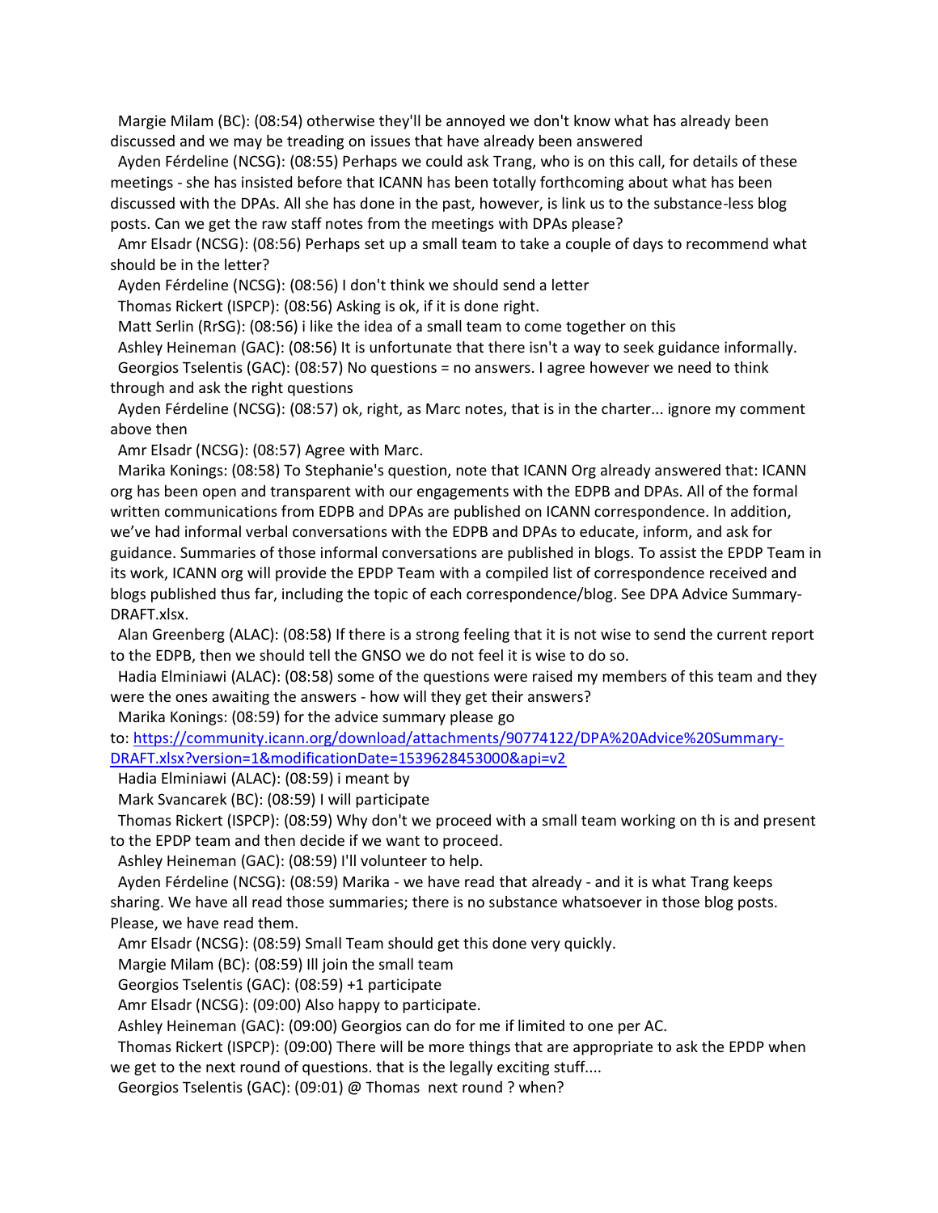Margie Milam (BC): (08:54) otherwise they'll be annoyed we don't know what has already been discussed and we may be treading on issues that have already been answered

Ayden Férdeline (NCSG): (08:55) Perhaps we could ask Trang, who is on this call, for details of these meetings - she has insisted before that ICANN has been totally forthcoming about what has been discussed with the DPAs. All she has done in the past, however, is link us to the substance-less blog posts. Can we get the raw staff notes from the meetings with DPAs please?

Amr Elsadr (NCSG): (08:56) Perhaps set up a small team to take a couple of days to recommend what should be in the letter?

Ayden Férdeline (NCSG): (08:56) I don't think we should send a letter

Thomas Rickert (ISPCP): (08:56) Asking is ok, if it is done right.

Matt Serlin (RrSG): (08:56) i like the idea of a small team to come together on this

Ashley Heineman (GAC): (08:56) It is unfortunate that there isn't a way to seek guidance informally.

Georgios Tselentis (GAC): (08:57) No questions = no answers. I agree however we need to think through and ask the right questions

Ayden Férdeline (NCSG): (08:57) ok, right, as Marc notes, that is in the charter... ignore my comment above then

Amr Elsadr (NCSG): (08:57) Agree with Marc.

Marika Konings: (08:58) To Stephanie's question, note that ICANN Org already answered that: ICANN org has been open and transparent with our engagements with the EDPB and DPAs. All of the formal written communications from EDPB and DPAs are published on ICANN correspondence. In addition, we've had informal verbal conversations with the EDPB and DPAs to educate, inform, and ask for guidance. Summaries of those informal conversations are published in blogs. To assist the EPDP Team in its work, ICANN org will provide the EPDP Team with a compiled list of correspondence received and blogs published thus far, including the topic of each correspondence/blog. See DPA Advice Summary-DRAFT.xlsx.

Alan Greenberg (ALAC): (08:58) If there is a strong feeling that it is not wise to send the current report to the EDPB, then we should tell the GNSO we do not feel it is wise to do so.

Hadia Elminiawi (ALAC): (08:58) some of the questions were raised my members of this team and they were the ones awaiting the answers - how will they get their answers?

Marika Konings: (08:59) for the advice summary please go to: https://community.icann.org/download/attachments/90774122/DPA%20Advice%20Summary-DRAFT.xlsx?version=1&modificationDate=1539628453000&api=v2

Hadia Elminiawi (ALAC): (08:59) i meant by

Mark Svancarek (BC): (08:59) I will participate

Thomas Rickert (ISPCP): (08:59) Why don't we proceed with a small team working on th is and present to the EPDP team and then decide if we want to proceed.

Ashley Heineman (GAC): (08:59) I'll volunteer to help.

Ayden Férdeline (NCSG): (08:59) Marika - we have read that already - and it is what Trang keeps sharing. We have all read those summaries; there is no substance whatsoever in those blog posts. Please, we have read them.

Amr Elsadr (NCSG): (08:59) Small Team should get this done very quickly.

Margie Milam (BC): (08:59) Ill join the small team

Georgios Tselentis (GAC): (08:59) +1 participate

Amr Elsadr (NCSG): (09:00) Also happy to participate.

Ashley Heineman (GAC): (09:00) Georgios can do for me if limited to one per AC.

Thomas Rickert (ISPCP): (09:00) There will be more things that are appropriate to ask the EPDP when we get to the next round of questions. that is the legally exciting stuff....

Georgios Tselentis (GAC): (09:01) @ Thomas next round ? when?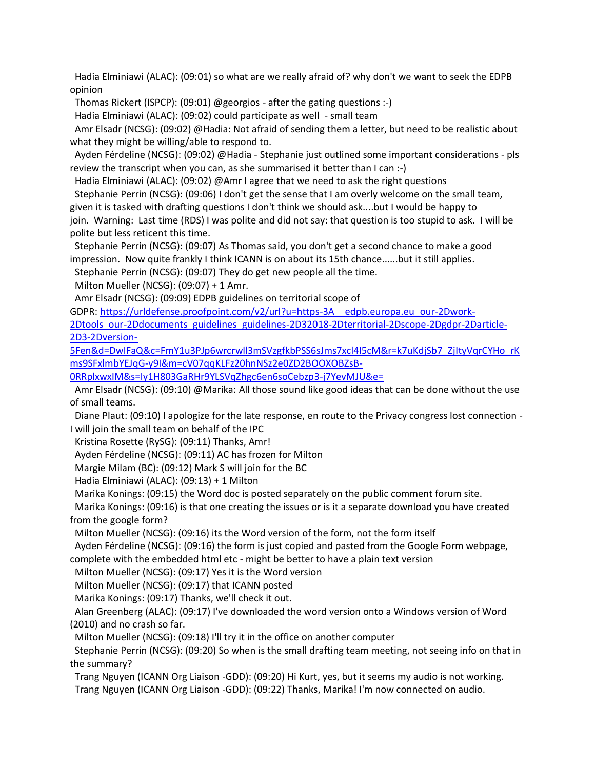Hadia Elminiawi (ALAC): (09:01) so what are we really afraid of? why don't we want to seek the EDPB opinion

Thomas Rickert (ISPCP): (09:01) @georgios - after the gating questions :-)

Hadia Elminiawi (ALAC): (09:02) could participate as well - small team

Amr Elsadr (NCSG): (09:02) @Hadia: Not afraid of sending them a letter, but need to be realistic about what they might be willing/able to respond to.

Ayden Férdeline (NCSG): (09:02) @Hadia - Stephanie just outlined some important considerations - pls review the transcript when you can, as she summarised it better than I can :-)

Hadia Elminiawi (ALAC): (09:02) @Amr I agree that we need to ask the right questions

Stephanie Perrin (NCSG): (09:06) I don't get the sense that I am overly welcome on the small team, given it is tasked with drafting questions I don't think we should ask....but I would be happy to join. Warning: Last time (RDS) I was polite and did not say: that question is too stupid to ask. I will be polite but less reticent this time.

Stephanie Perrin (NCSG): (09:07) As Thomas said, you don't get a second chance to make a good impression. Now quite frankly I think ICANN is on about its 15th chance......but it still applies.

Stephanie Perrin (NCSG): (09:07) They do get new people all the time.

Milton Mueller (NCSG): (09:07) + 1 Amr.

Amr Elsadr (NCSG): (09:09) EDPB guidelines on territorial scope of GDPR: [https://urldefense.proofpoint.com/v2/url?u=https-3A__edpb.europa.eu_our-2Dwork-2Dtools_our-2Ddocuments_guidelines_guidelines-2D32018-2Dterritorial-2Dscope-2Dgdpr-2Darticle-2D3-2Dversion-5Fen&d=DwIFaQ&c=FmY1u3PJp6wrcrwll3mSVzgfkbPSS6sJms7xcl4I5cM&r=k7uKdjSb7_ZjItyVqrCYHo_rKms9SFxlmbYEJqG-y9I&m=cV07qqKLFz20hnNSz2e0ZD2BOOXOBZsB-0RRplxwxIM&s=Iy1H803GaRHr9YLSVqZhgc6en6soCebzp3-j7YevMJU&e=](https://urldefense.proofpoint.com/v2/url?u=https-3A__edpb.europa.eu_our-2Dwork-2Dtools_our-2Ddocuments_guidelines_guidelines-2D32018-2Dterritorial-2Dscope-2Dgdpr-2Darticle-2D3-2Dversion-5Fen&d=DwIFaQ&c=FmY1u3PJp6wrcrwll3mSVzgfkbPSS6sJms7xcl4I5cM&r=k7uKdjSb7_ZjItyVqrCYHo_rKms9SFxlmbYEJqG-y9I&m=cV07qqKLFz20hnNSz2e0ZD2BOOXOBZsB-0RRplxwxIM&s=Iy1H803GaRHr9YLSVqZhgc6en6soCebzp3-j7YevMJU&e=)

Amr Elsadr (NCSG): (09:10) @Marika: All those sound like good ideas that can be done without the use of small teams.

Diane Plaut: (09:10) I apologize for the late response, en route to the Privacy congress lost connection - I will join the small team on behalf of the IPC

Kristina Rosette (RySG): (09:11) Thanks, Amr!

Ayden Férdeline (NCSG): (09:11) AC has frozen for Milton

Margie Milam (BC): (09:12) Mark S will join for the BC

Hadia Elminiawi (ALAC): (09:13) + 1 Milton

Marika Konings: (09:15) the Word doc is posted separately on the public comment forum site.

Marika Konings: (09:16) is that one creating the issues or is it a separate download you have created from the google form?

Milton Mueller (NCSG): (09:16) its the Word version of the form, not the form itself

Ayden Férdeline (NCSG): (09:16) the form is just copied and pasted from the Google Form webpage, complete with the embedded html etc - might be better to have a plain text version

Milton Mueller (NCSG): (09:17) Yes it is the Word version

Milton Mueller (NCSG): (09:17) that ICANN posted

Marika Konings: (09:17) Thanks, we'll check it out.

Alan Greenberg (ALAC): (09:17) I've downloaded the word version onto a Windows version of Word (2010) and no crash so far.

Milton Mueller (NCSG): (09:18) I'll try it in the office on another computer

Stephanie Perrin (NCSG): (09:20) So when is the small drafting team meeting, not seeing info on that in the summary?

Trang Nguyen (ICANN Org Liaison -GDD): (09:20) Hi Kurt, yes, but it seems my audio is not working.

Trang Nguyen (ICANN Org Liaison -GDD): (09:22) Thanks, Marika! I'm now connected on audio.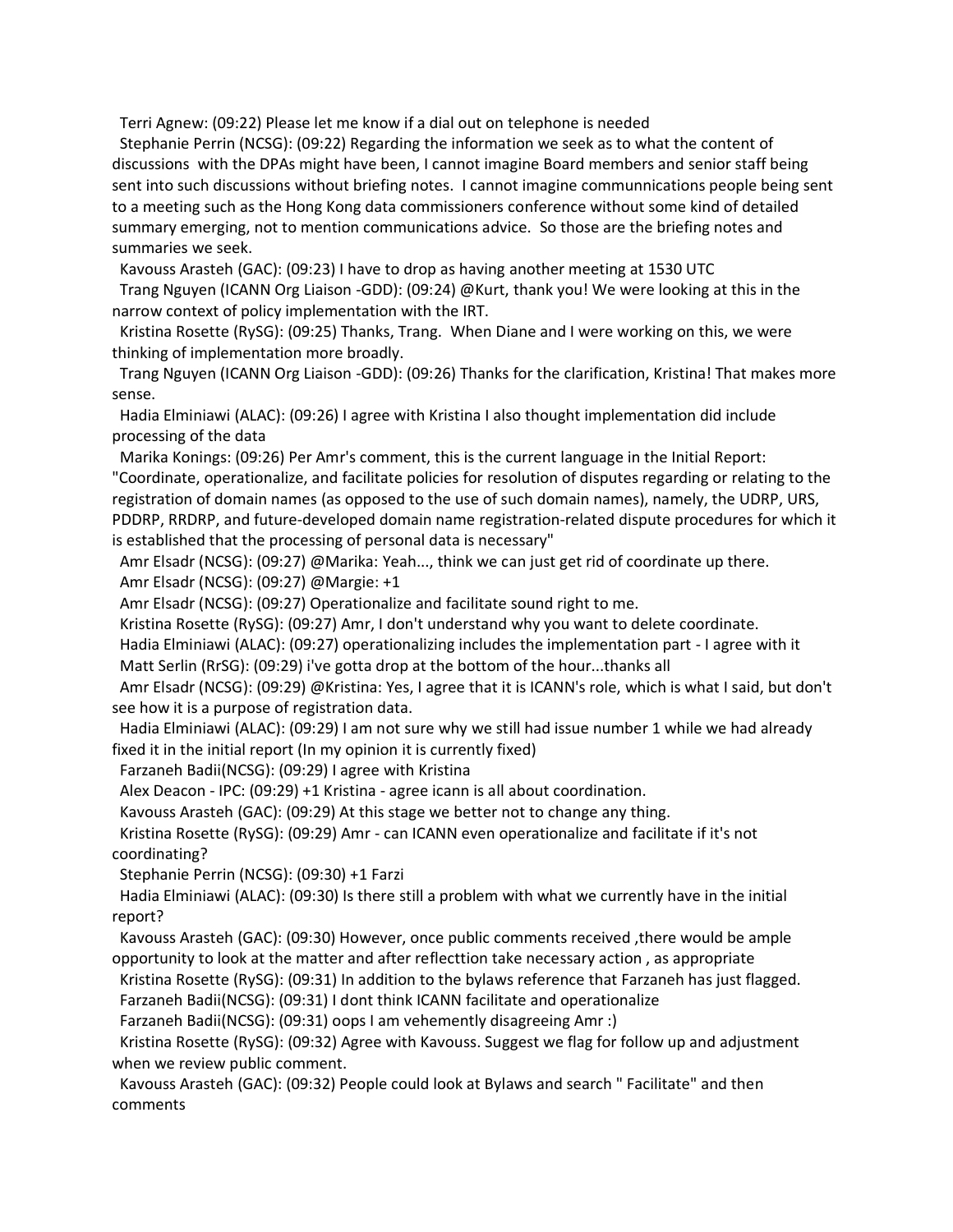Terri Agnew: (09:22) Please let me know if a dial out on telephone is needed

Stephanie Perrin (NCSG): (09:22) Regarding the information we seek as to what the content of discussions with the DPAs might have been, I cannot imagine Board members and senior staff being sent into such discussions without briefing notes. I cannot imagine communnications people being sent to a meeting such as the Hong Kong data commissioners conference without some kind of detailed summary emerging, not to mention communications advice. So those are the briefing notes and summaries we seek.

Kavouss Arasteh (GAC): (09:23) I have to drop as having another meeting at 1530 UTC

Trang Nguyen (ICANN Org Liaison -GDD): (09:24) @Kurt, thank you! We were looking at this in the narrow context of policy implementation with the IRT.

Kristina Rosette (RySG): (09:25) Thanks, Trang. When Diane and I were working on this, we were thinking of implementation more broadly.

Trang Nguyen (ICANN Org Liaison -GDD): (09:26) Thanks for the clarification, Kristina! That makes more sense.

Hadia Elminiawi (ALAC): (09:26) I agree with Kristina I also thought implementation did include processing of the data

Marika Konings: (09:26) Per Amr's comment, this is the current language in the Initial Report: "Coordinate, operationalize, and facilitate policies for resolution of disputes regarding or relating to the registration of domain names (as opposed to the use of such domain names), namely, the UDRP, URS, PDDRP, RRDRP, and future-developed domain name registration-related dispute procedures for which it is established that the processing of personal data is necessary"

Amr Elsadr (NCSG): (09:27) @Marika: Yeah..., think we can just get rid of coordinate up there.

Amr Elsadr (NCSG): (09:27) @Margie: +1

Amr Elsadr (NCSG): (09:27) Operationalize and facilitate sound right to me.

Kristina Rosette (RySG): (09:27) Amr, I don't understand why you want to delete coordinate.

Hadia Elminiawi (ALAC): (09:27) operationalizing includes the implementation part - I agree with it

Matt Serlin (RrSG): (09:29) i've gotta drop at the bottom of the hour...thanks all

Amr Elsadr (NCSG): (09:29) @Kristina: Yes, I agree that it is ICANN's role, which is what I said, but don't see how it is a purpose of registration data.

Hadia Elminiawi (ALAC): (09:29) I am not sure why we still had issue number 1 while we had already fixed it in the initial report (In my opinion it is currently fixed)

Farzaneh Badii(NCSG): (09:29) I agree with Kristina

Alex Deacon - IPC: (09:29) +1 Kristina - agree icann is all about coordination.

Kavouss Arasteh (GAC): (09:29) At this stage we better not to change any thing.

Kristina Rosette (RySG): (09:29) Amr - can ICANN even operationalize and facilitate if it's not coordinating?

Stephanie Perrin (NCSG): (09:30) +1 Farzi

Hadia Elminiawi (ALAC): (09:30) Is there still a problem with what we currently have in the initial report?

Kavouss Arasteh (GAC): (09:30) However, once public comments received ,there would be ample opportunity to look at the matter and after reflecttion take necessary action , as appropriate

Kristina Rosette (RySG): (09:31) In addition to the bylaws reference that Farzaneh has just flagged.

Farzaneh Badii(NCSG): (09:31) I dont think ICANN facilitate and operationalize

Farzaneh Badii(NCSG): (09:31) oops I am vehemently disagreeing Amr :)

Kristina Rosette (RySG): (09:32) Agree with Kavouss. Suggest we flag for follow up and adjustment when we review public comment.

Kavouss Arasteh (GAC): (09:32) People could look at Bylaws and search " Facilitate" and then comments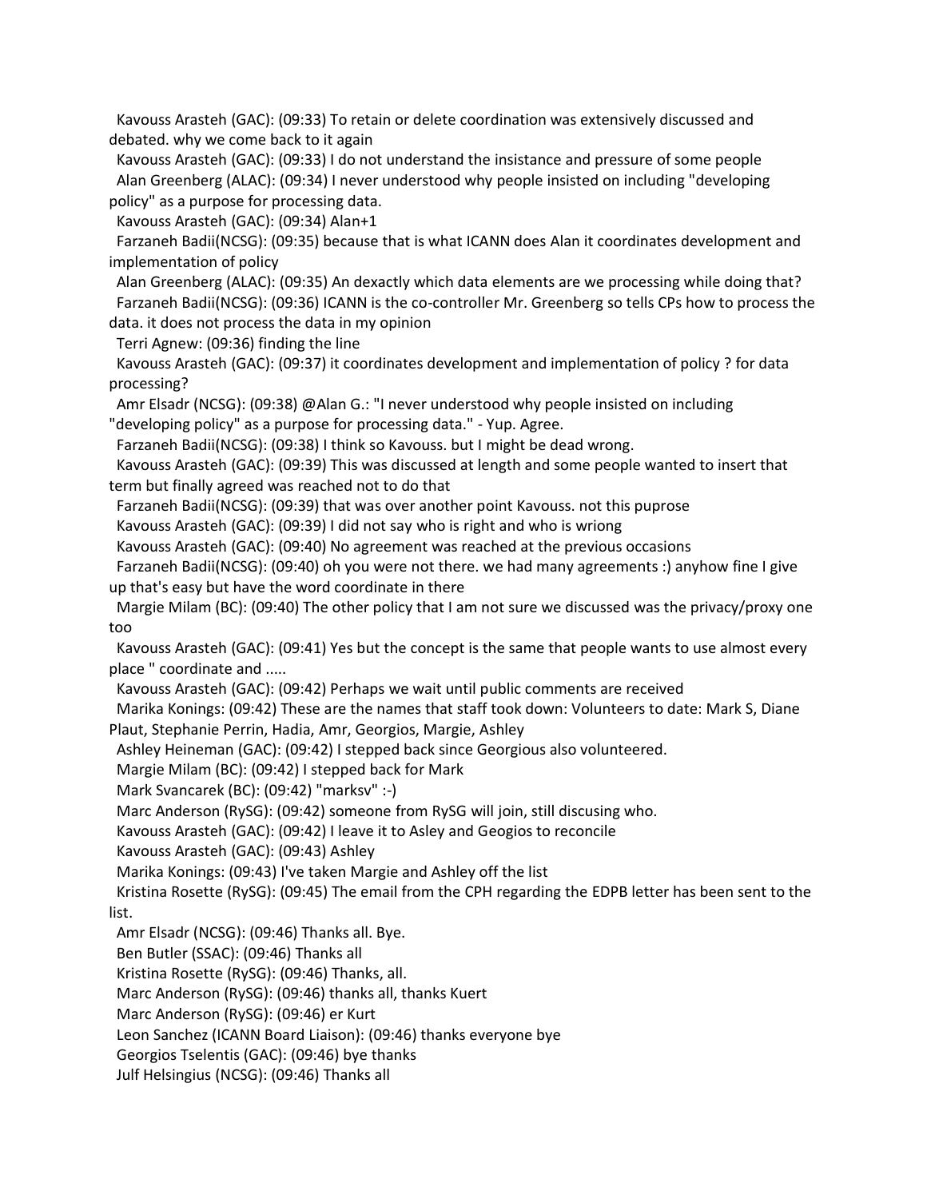Kavouss Arasteh (GAC): (09:33) To retain or delete coordination was extensively discussed and debated. why we come back to it again

Kavouss Arasteh (GAC): (09:33) I do not understand the insistance and pressure of some people

Alan Greenberg (ALAC): (09:34) I never understood why people insisted on including "developing policy" as a purpose for processing data.

Kavouss Arasteh (GAC): (09:34) Alan+1

Farzaneh Badii(NCSG): (09:35) because that is what ICANN does Alan it coordinates development and implementation of policy

Alan Greenberg (ALAC): (09:35) An dexactly which data elements are we processing while doing that?

Farzaneh Badii(NCSG): (09:36) ICANN is the co-controller Mr. Greenberg so tells CPs how to process the data. it does not process the data in my opinion

Terri Agnew: (09:36) finding the line

Kavouss Arasteh (GAC): (09:37) it coordinates development and implementation of policy ? for data processing?

Amr Elsadr (NCSG): (09:38) @Alan G.: "I never understood why people insisted on including "developing policy" as a purpose for processing data." - Yup. Agree.

Farzaneh Badii(NCSG): (09:38) I think so Kavouss. but I might be dead wrong.

Kavouss Arasteh (GAC): (09:39) This was discussed at length and some people wanted to insert that term but finally agreed was reached not to do that

Farzaneh Badii(NCSG): (09:39) that was over another point Kavouss. not this puprose

Kavouss Arasteh (GAC): (09:39) I did not say who is right and who is wriong

Kavouss Arasteh (GAC): (09:40) No agreement was reached at the previous occasions

Farzaneh Badii(NCSG): (09:40) oh you were not there. we had many agreements :) anyhow fine I give up that's easy but have the word coordinate in there

Margie Milam (BC): (09:40) The other policy that I am not sure we discussed was the privacy/proxy one too

Kavouss Arasteh (GAC): (09:41) Yes but the concept is the same that people wants to use almost every place " coordinate and .....

Kavouss Arasteh (GAC): (09:42) Perhaps we wait until public comments are received

Marika Konings: (09:42) These are the names that staff took down: Volunteers to date: Mark S, Diane Plaut, Stephanie Perrin, Hadia, Amr, Georgios, Margie, Ashley

Ashley Heineman (GAC): (09:42) I stepped back since Georgious also volunteered.

Margie Milam (BC): (09:42) I stepped back for Mark

Mark Svancarek (BC): (09:42) "marksv" :-)

Marc Anderson (RySG): (09:42) someone from RySG will join, still discusing who.

Kavouss Arasteh (GAC): (09:42) I leave it to Asley and Geogios to reconcile

Kavouss Arasteh (GAC): (09:43) Ashley

Marika Konings: (09:43) I've taken Margie and Ashley off the list

Kristina Rosette (RySG): (09:45) The email from the CPH regarding the EDPB letter has been sent to the list.

Amr Elsadr (NCSG): (09:46) Thanks all. Bye.

Ben Butler (SSAC): (09:46) Thanks all

Kristina Rosette (RySG): (09:46) Thanks, all.

Marc Anderson (RySG): (09:46) thanks all, thanks Kuert

Marc Anderson (RySG): (09:46) er Kurt

Leon Sanchez (ICANN Board Liaison): (09:46) thanks everyone bye

Georgios Tselentis (GAC): (09:46) bye thanks

Julf Helsingius (NCSG): (09:46) Thanks all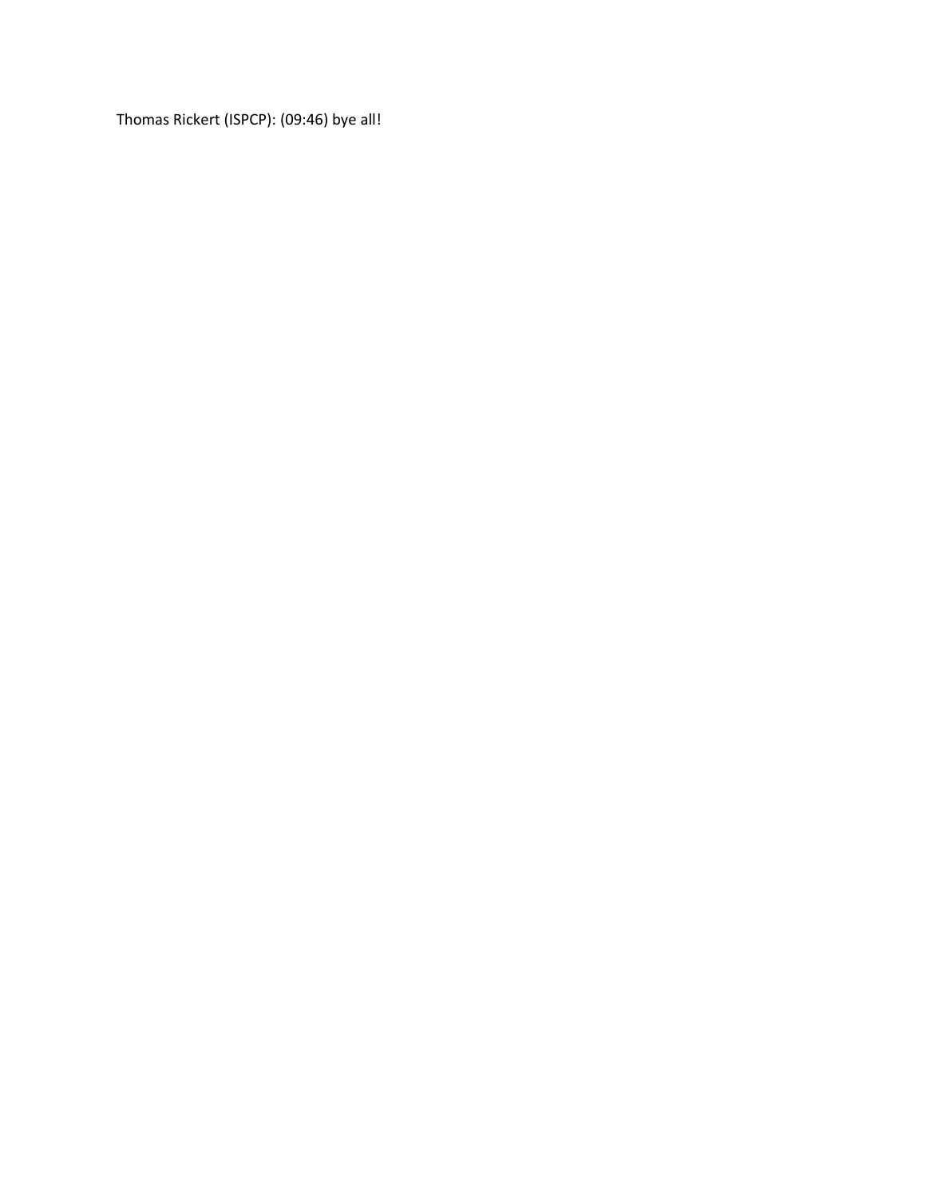Thomas Rickert (ISPCP): (09:46) bye all!